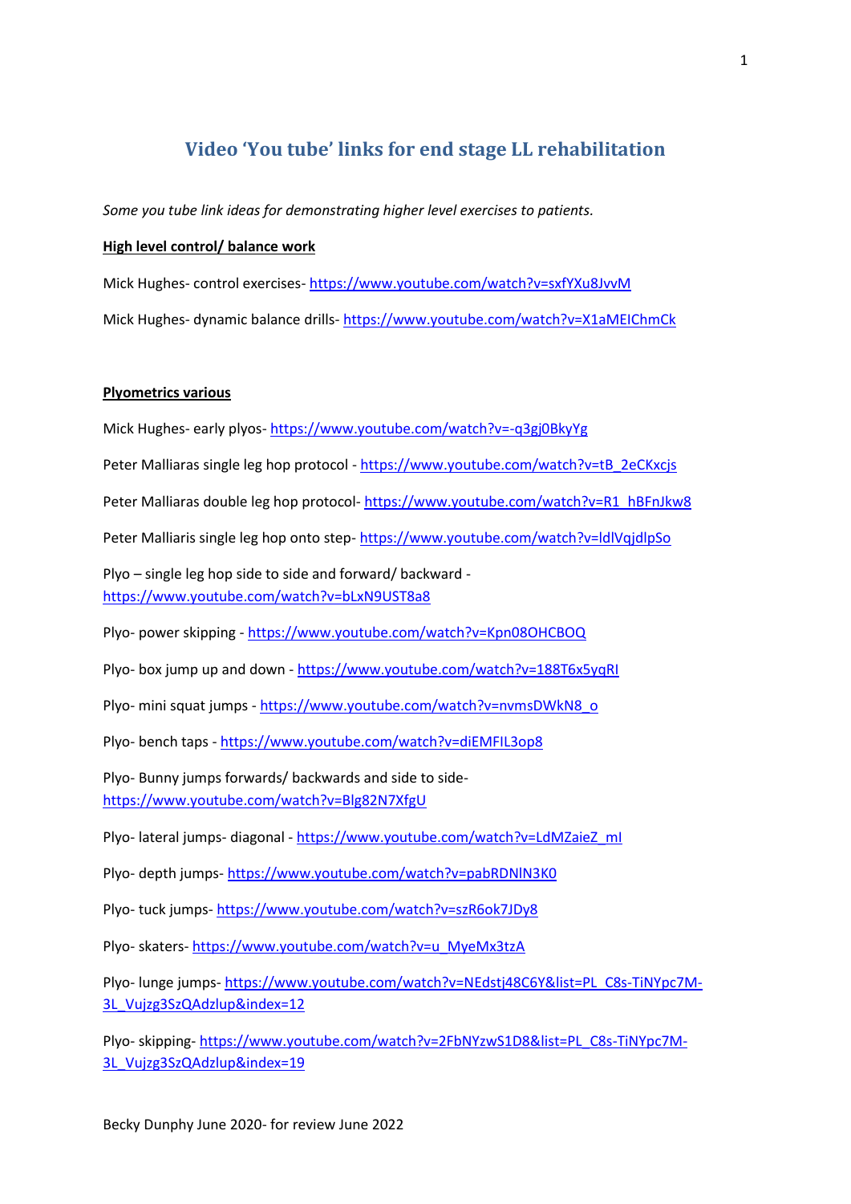# Video 'You tube' links for end stage LL rehabilitation

*Some you tube link ideas for demonstrating higher level exercises to patients.*

**<u>High level control/ balance work</u>**

Mick Hughes- control exercises- https://www.youtube.com/watch?v=sxfYXu8JvvM

Mick Hughes- dynamic balance drills- https://www.youtube.com/watch?v=X1aMEIChmCk

**<u>Plyometrics various</u>**

Mick Hughes- early plyos- https://www.youtube.com/watch?v=-q3gj0BkyYg

Peter Malliaras single leg hop protocol - https://www.youtube.com/watch?v=tB_2eCKxcjs

Peter Malliaras double leg hop protocol- https://www.youtube.com/watch?v=R1_hBFnJkw8

Peter Malliaris single leg hop onto step- https://www.youtube.com/watch?v=ldlVqjdlpSo

Plyo – single leg hop side to side and forward/ backward - https://www.youtube.com/watch?v=bLxN9UST8a8

Plyo- power skipping - https://www.youtube.com/watch?v=Kpn08OHCBOQ

Plyo- box jump up and down - https://www.youtube.com/watch?v=188T6x5yqRI

Plyo- mini squat jumps - https://www.youtube.com/watch?v=nvmsDWkN8_o

Plyo- bench taps - https://www.youtube.com/watch?v=diEMFIL3op8

Plyo- Bunny jumps forwards/ backwards and side to side- https://www.youtube.com/watch?v=Blg82N7XfgU

Plyo- lateral jumps- diagonal - https://www.youtube.com/watch?v=LdMZaieZ_mI

Plyo- depth jumps- https://www.youtube.com/watch?v=pabRDNlN3K0

Plyo- tuck jumps- https://www.youtube.com/watch?v=szR6ok7JDy8

Plyo- skaters- https://www.youtube.com/watch?v=u_MyeMx3tzA

Plyo- lunge jumps- https://www.youtube.com/watch?v=NEdstj48C6Y&list=PL_C8s-TiNYpc7M-3L_Vujzg3SzQAdzlup&index=12

Plyo- skipping- https://www.youtube.com/watch?v=2FbNYzwS1D8&list=PL_C8s-TiNYpc7M-3L_Vujzg3SzQAdzlup&index=19

Becky Dunphy June 2020- for review June 2022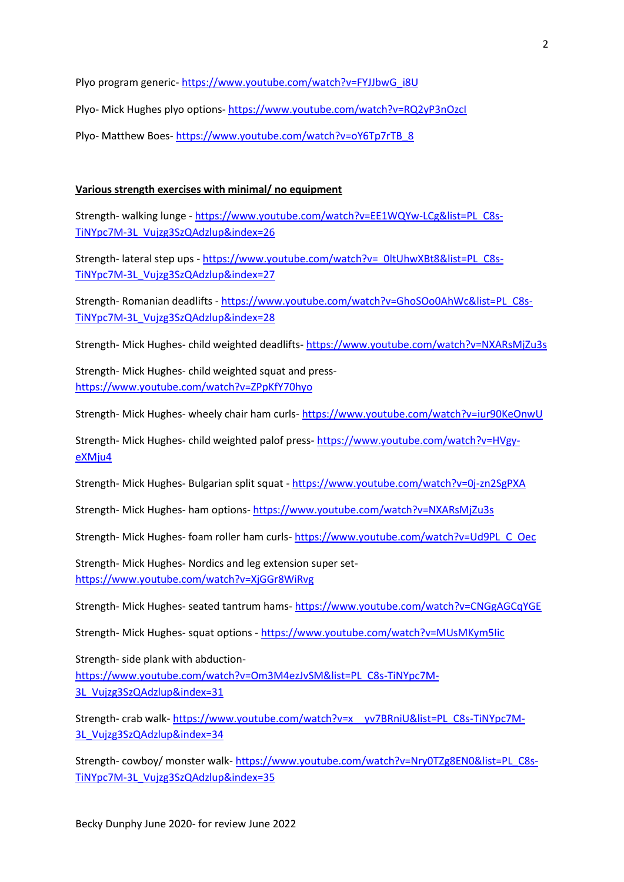Plyo program generic- https://www.youtube.com/watch?v=FYJJbwG_i8U

Plyo- Mick Hughes plyo options- https://www.youtube.com/watch?v=RQ2yP3nOzcI

Plyo- Matthew Boes- https://www.youtube.com/watch?v=oY6Tp7rTB_8

**Various strength exercises with minimal/ no equipment**

Strength- walking lunge - https://www.youtube.com/watch?v=EE1WQYw-LCg&list=PL_C8s-TiNYpc7M-3L_Vujzg3SzQAdzlup&index=26

Strength- lateral step ups - https://www.youtube.com/watch?v=_0ltUhwXBt8&list=PL_C8s-TiNYpc7M-3L_Vujzg3SzQAdzlup&index=27

Strength- Romanian deadlifts - https://www.youtube.com/watch?v=GhoSOo0AhWc&list=PL_C8s-TiNYpc7M-3L_Vujzg3SzQAdzlup&index=28

Strength- Mick Hughes- child weighted deadlifts- https://www.youtube.com/watch?v=NXARsMjZu3s

Strength- Mick Hughes- child weighted squat and press- https://www.youtube.com/watch?v=ZPpKfY70hyo

Strength- Mick Hughes- wheely chair ham curls- https://www.youtube.com/watch?v=iur90KeOnwU

Strength- Mick Hughes- child weighted palof press- https://www.youtube.com/watch?v=HVgy-eXMju4

Strength- Mick Hughes- Bulgarian split squat - https://www.youtube.com/watch?v=0j-zn2SgPXA

Strength- Mick Hughes- ham options- https://www.youtube.com/watch?v=NXARsMjZu3s

Strength- Mick Hughes- foam roller ham curls- https://www.youtube.com/watch?v=Ud9PL_C_Oec

Strength- Mick Hughes- Nordics and leg extension super set- https://www.youtube.com/watch?v=XjGGr8WiRvg

Strength- Mick Hughes- seated tantrum hams- https://www.youtube.com/watch?v=CNGgAGCqYGE

Strength- Mick Hughes- squat options - https://www.youtube.com/watch?v=MUsMKym5lic

Strength- side plank with abduction- https://www.youtube.com/watch?v=Om3M4ezJvSM&list=PL_C8s-TiNYpc7M-3L_Vujzg3SzQAdzlup&index=31

Strength- crab walk- https://www.youtube.com/watch?v=x__yv7BRniU&list=PL_C8s-TiNYpc7M-3L_Vujzg3SzQAdzlup&index=34

Strength- cowboy/ monster walk- https://www.youtube.com/watch?v=Nry0TZg8EN0&list=PL_C8s-TiNYpc7M-3L_Vujzg3SzQAdzlup&index=35

Becky Dunphy June 2020- for review June 2022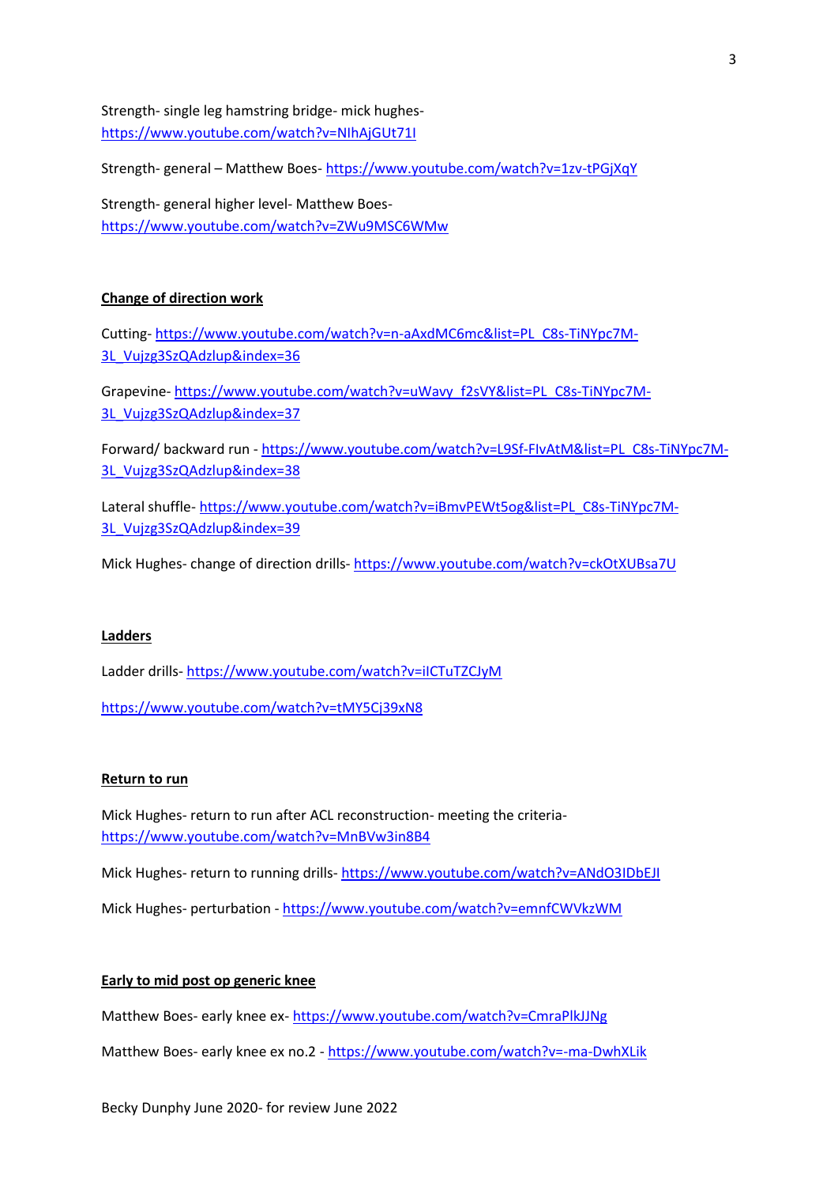Strength- single leg hamstring bridge- mick hughes- https://www.youtube.com/watch?v=NIhAjGUt71I

Strength- general – Matthew Boes- https://www.youtube.com/watch?v=1zv-tPGjXqY

Strength- general higher level- Matthew Boes- https://www.youtube.com/watch?v=ZWu9MSC6WMw

**Change of direction work**

Cutting- https://www.youtube.com/watch?v=n-aAxdMC6mc&list=PL_C8s-TiNYpc7M-3L_Vujzg3SzQAdzlup&index=36

Grapevine- https://www.youtube.com/watch?v=uWavy_f2sVY&list=PL_C8s-TiNYpc7M-3L_Vujzg3SzQAdzlup&index=37

Forward/ backward run - https://www.youtube.com/watch?v=L9Sf-FIvAtM&list=PL_C8s-TiNYpc7M-3L_Vujzg3SzQAdzlup&index=38

Lateral shuffle- https://www.youtube.com/watch?v=iBmvPEWt5og&list=PL_C8s-TiNYpc7M-3L_Vujzg3SzQAdzlup&index=39

Mick Hughes- change of direction drills- https://www.youtube.com/watch?v=ckOtXUBsa7U

**Ladders**

Ladder drills- https://www.youtube.com/watch?v=iICTuTZCJyM

https://www.youtube.com/watch?v=tMY5Cj39xN8

**Return to run**

Mick Hughes- return to run after ACL reconstruction- meeting the criteria- https://www.youtube.com/watch?v=MnBVw3in8B4

Mick Hughes- return to running drills- https://www.youtube.com/watch?v=ANdO3IDbEJI

Mick Hughes- perturbation - https://www.youtube.com/watch?v=emnfCWVkzWM

**Early to mid post op generic knee**

Matthew Boes- early knee ex- https://www.youtube.com/watch?v=CmraPlkJJNg

Matthew Boes- early knee ex no.2 - https://www.youtube.com/watch?v=-ma-DwhXLik

Becky Dunphy June 2020- for review June 2022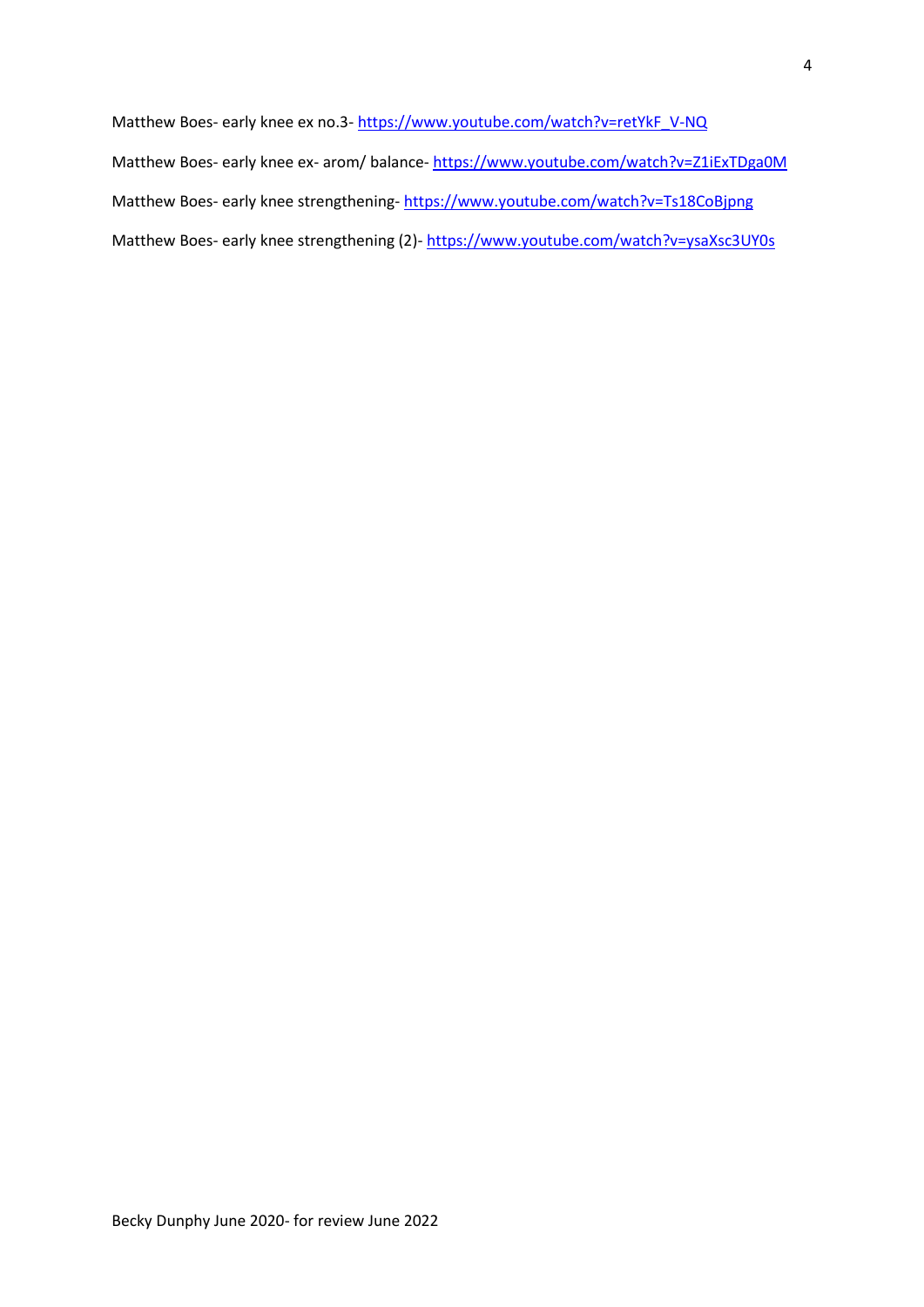Matthew Boes- early knee ex no.3- https://www.youtube.com/watch?v=retYkF_V-NQ

Matthew Boes- early knee ex- arom/ balance- https://www.youtube.com/watch?v=Z1iExTDga0M

Matthew Boes- early knee strengthening- https://www.youtube.com/watch?v=Ts18CoBjpng

Matthew Boes- early knee strengthening (2)- https://www.youtube.com/watch?v=ysaXsc3UY0s

Becky Dunphy June 2020- for review June 2022